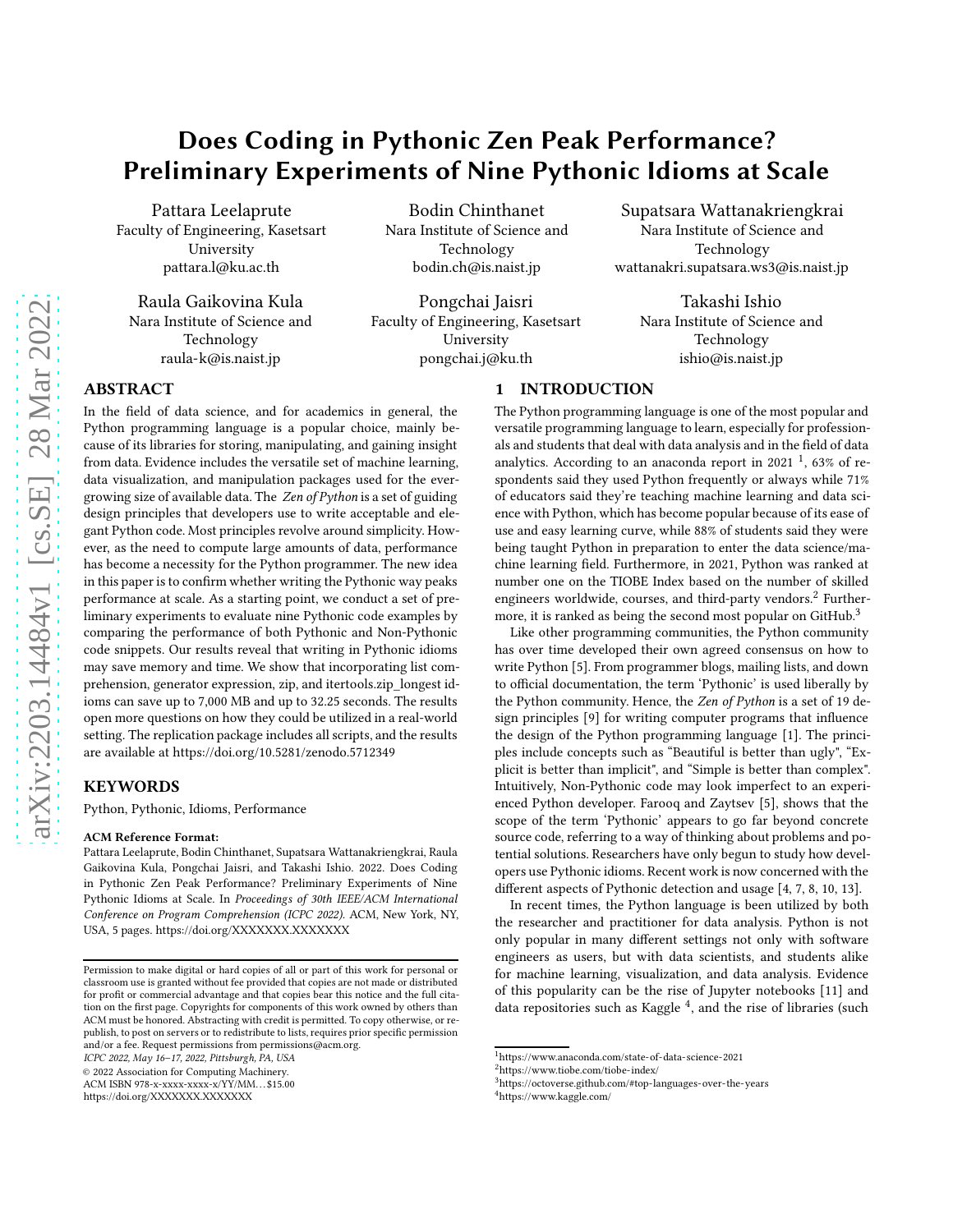# Does Coding in Pythonic Zen Peak Performance? Preliminary Experiments of Nine Pythonic Idioms at Scale

Pattara Leelaprute
Faculty of Engineering, Kasetsart University
pattara.l@ku.ac.th

Bodin Chinthanet
Nara Institute of Science and Technology
bodin.ch@is.naist.jp

Supatsara Wattanakriengkrai
Nara Institute of Science and Technology
wattanakri.supatsara.ws3@is.naist.jp

Raula Gaikovina Kula
Nara Institute of Science and Technology
raula-k@is.naist.jp

Pongchai Jaisri
Faculty of Engineering, Kasetsart University
pongchai.j@ku.th

Takashi Ishio
Nara Institute of Science and Technology
ishio@is.naist.jp

## ABSTRACT

In the field of data science, and for academics in general, the Python programming language is a popular choice, mainly because of its libraries for storing, manipulating, and gaining insight from data. Evidence includes the versatile set of machine learning, data visualization, and manipulation packages used for the ever-growing size of available data. The *Zen of Python* is a set of guiding design principles that developers use to write acceptable and elegant Python code. Most principles revolve around simplicity. However, as the need to compute large amounts of data, performance has become a necessity for the Python programmer. The new idea in this paper is to confirm whether writing the Pythonic way peaks performance at scale. As a starting point, we conduct a set of preliminary experiments to evaluate nine Pythonic code examples by comparing the performance of both Pythonic and Non-Pythonic code snippets. Our results reveal that writing in Pythonic idioms may save memory and time. We show that incorporating list comprehension, generator expression, zip, and itertools.zip_longest idioms can save up to 7,000 MB and up to 32.25 seconds. The results open more questions on how they could be utilized in a real-world setting. The replication package includes all scripts, and the results are available at https://doi.org/10.5281/zenodo.5712349

## KEYWORDS

Python, Pythonic, Idioms, Performance

**ACM Reference Format:**
Pattara Leelaprute, Bodin Chinthanet, Supatsara Wattanakriengkrai, Raula Gaikovina Kula, Pongchai Jaisri, and Takashi Ishio. 2022. Does Coding in Pythonic Zen Peak Performance? Preliminary Experiments of Nine Pythonic Idioms at Scale. In *Proceedings of 30th IEEE/ACM International Conference on Program Comprehension (ICPC 2022).* ACM, New York, NY, USA, 5 pages. https://doi.org/XXXXXXX.XXXXXXX

Permission to make digital or hard copies of all or part of this work for personal or classroom use is granted without fee provided that copies are not made or distributed for profit or commercial advantage and that copies bear this notice and the full citation on the first page. Copyrights for components of this work owned by others than ACM must be honored. Abstracting with credit is permitted. To copy otherwise, or republish, to post on servers or to redistribute to lists, requires prior specific permission and/or a fee. Request permissions from permissions@acm.org.
*ICPC 2022, May 16–17, 2022, Pittsburgh, PA, USA*
© 2022 Association for Computing Machinery.
ACM ISBN 978-x-xxxx-xxxx-x/YY/MM…$15.00
https://doi.org/XXXXXXX.XXXXXXX

## 1 INTRODUCTION

The Python programming language is one of the most popular and versatile programming language to learn, especially for professionals and students that deal with data analysis and in the field of data analytics. According to an anaconda report in 2021 [1], 63% of respondents said they used Python frequently or always while 71% of educators said they're teaching machine learning and data science with Python, which has become popular because of its ease of use and easy learning curve, while 88% of students said they were being taught Python in preparation to enter the data science/machine learning field. Furthermore, in 2021, Python was ranked at number one on the TIOBE Index based on the number of skilled engineers worldwide, courses, and third-party vendors.[2] Furthermore, it is ranked as being the second most popular on GitHub.[3]

Like other programming communities, the Python community has over time developed their own agreed consensus on how to write Python [5]. From programmer blogs, mailing lists, and down to official documentation, the term 'Pythonic' is used liberally by the Python community. Hence, the *Zen of Python* is a set of 19 design principles [9] for writing computer programs that influence the design of the Python programming language [1]. The principles include concepts such as "Beautiful is better than ugly", "Explicit is better than implicit", and "Simple is better than complex". Intuitively, Non-Pythonic code may look imperfect to an experienced Python developer. Farooq and Zaytsev [5], shows that the scope of the term 'Pythonic' appears to go far beyond concrete source code, referring to a way of thinking about problems and potential solutions. Researchers have only begun to study how developers use Pythonic idioms. Recent work is now concerned with the different aspects of Pythonic detection and usage [4, 7, 8, 10, 13].

In recent times, the Python language is been utilized by both the researcher and practitioner for data analysis. Python is not only popular in many different settings not only with software engineers as users, but with data scientists, and students alike for machine learning, visualization, and data analysis. Evidence of this popularity can be the rise of Jupyter notebooks [11] and data repositories such as Kaggle [4], and the rise of libraries (such

[1]https://www.anaconda.com/state-of-data-science-2021
[2]https://www.tiobe.com/tiobe-index/
[3]https://octoverse.github.com/#top-languages-over-the-years
[4]https://www.kaggle.com/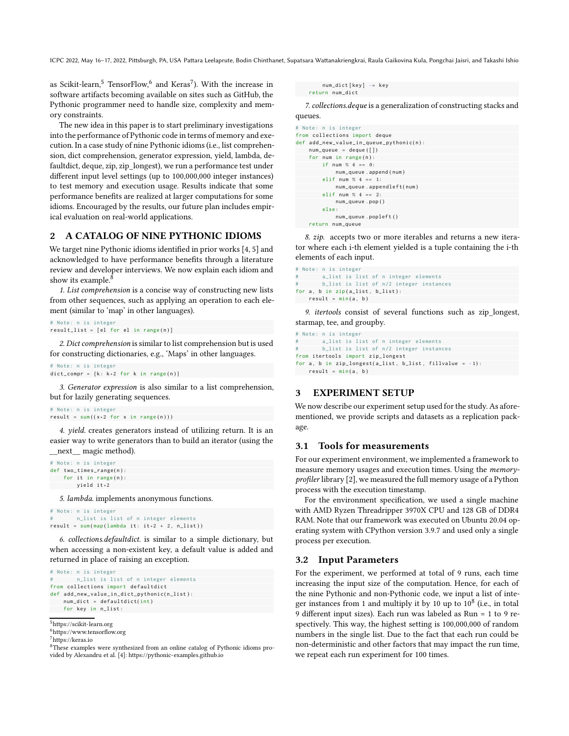as Scikit-learn,[5] TensorFlow,[6] and Keras[7]). With the increase in software artifacts becoming available on sites such as GitHub, the Pythonic programmer need to handle size, complexity and memory constraints.

The new idea in this paper is to start preliminary investigations into the performance of Pythonic code in terms of memory and execution. In a case study of nine Pythonic idioms (i.e., list comprehension, dict comprehension, generator expression, yield, lambda, defaultdict, deque, zip, zip_longest), we run a performance test under different input level settings (up to 100,000,000 integer instances) to test memory and execution usage. Results indicate that some performance benefits are realized at larger computations for some idioms. Encouraged by the results, our future plan includes empirical evaluation on real-world applications.

## 2 A CATALOG OF NINE PYTHONIC IDIOMS

We target nine Pythonic idioms identified in prior works [4, 5] and acknowledged to have performance benefits through a literature review and developer interviews. We now explain each idiom and show its example.[8]

*1. List comprehension* is a concise way of constructing new lists from other sequences, such as applying an operation to each element (similar to 'map' in other languages).

```
# Note: n is integer
result_list = [el for el in range(n)]
```

*2. Dict comprehension* is similar to list comprehension but is used for constructing dictionaries, e.g., 'Maps' in other languages.

```
# Note: n is integer
dict_compr = {k: k*2 for k in range(n)}
```

*3. Generator expression* is also similar to a list comprehension, but for lazily generating sequences.

```
# Note: n is integer
result = sum((x*2 for x in range(n)))
```

*4. yield.* creates generators instead of utilizing return. It is an easier way to write generators than to build an iterator (using the __next__ magic method).

```
# Note: n is integer
def two_times_range(n):
    for it in range(n):
        yield it*2
```

*5. lambda.* implements anonymous functions.

```
# Note: n is integer
#       n_list is list of n integer elements
result = sum(map(lambda it: it*2 + 2, n_list))
```

*6. collections.defaultdict.* is similar to a simple dictionary, but when accessing a non-existent key, a default value is added and returned in place of raising an exception.

```
# Note: n is integer
#       n_list is list of n integer elements
from collections import defaultdict
def add_new_value_in_dict_pythonic(n_list):
    num_dict = defaultdict(int)
    for key in n_list:
        num_dict[key] -= key
    return num_dict
```

*7. collections.deque* is a generalization of constructing stacks and queues.

```
# Note: n is integer
from collections import deque
def add_new_value_in_queue_pythonic(n):
    num_queue = deque([])
    for num in range(n):
        if num % 4 == 0:
            num_queue.append(num)
        elif num % 4 == 1:
            num_queue.appendleft(num)
        elif num % 4 == 2:
            num_queue.pop()
        else:
            num_queue.popleft()
    return num_queue
```

*8. zip.* accepts two or more iterables and returns a new iterator where each i-th element yielded is a tuple containing the i-th elements of each input.

```
# Note: n is integer
#       a_list is list of n integer elements
#       b_list is list of n/2 integer instances
for a, b in zip(a_list, b_list):
    result = min(a, b)
```

*9. itertools* consist of several functions such as zip_longest, starmap, tee, and groupby.

```
# Note: n is integer
#       a_list is list of n integer elements
#       b_list is list of n/2 integer instances
from itertools import zip_longest
for a, b in zip_longest(a_list, b_list, fillvalue = -1):
    result = min(a, b)
```

## 3 EXPERIMENT SETUP

We now describe our experiment setup used for the study. As aforementioned, we provide scripts and datasets as a replication package.

### 3.1 Tools for measurements

For our experiment environment, we implemented a framework to measure memory usages and execution times. Using the *memory-profiler* library [2], we measured the full memory usage of a Python process with the execution timestamp.

For the environment specification, we used a single machine with AMD Ryzen Threadripper 3970X CPU and 128 GB of DDR4 RAM. Note that our framework was executed on Ubuntu 20.04 operating system with CPython version 3.9.7 and used only a single process per execution.

### 3.2 Input Parameters

For the experiment, we performed at total of 9 runs, each time increasing the input size of the computation. Hence, for each of the nine Pythonic and non-Pythonic code, we input a list of integer instances from 1 and multiply it by 10 up to $10^8$ (i.e., in total 9 different input sizes). Each run was labeled as Run = 1 to 9 respectively. This way, the highest setting is 100,000,000 of random numbers in the single list. Due to the fact that each run could be non-deterministic and other factors that may impact the run time, we repeat each run experiment for 100 times.

---

[5] https://scikit-learn.org
[6] https://www.tensorflow.org
[7] https://keras.io
[8] These examples were synthesized from an online catalog of Pythonic idioms provided by Alexandru et al. [4]: https://pythonic-examples.github.io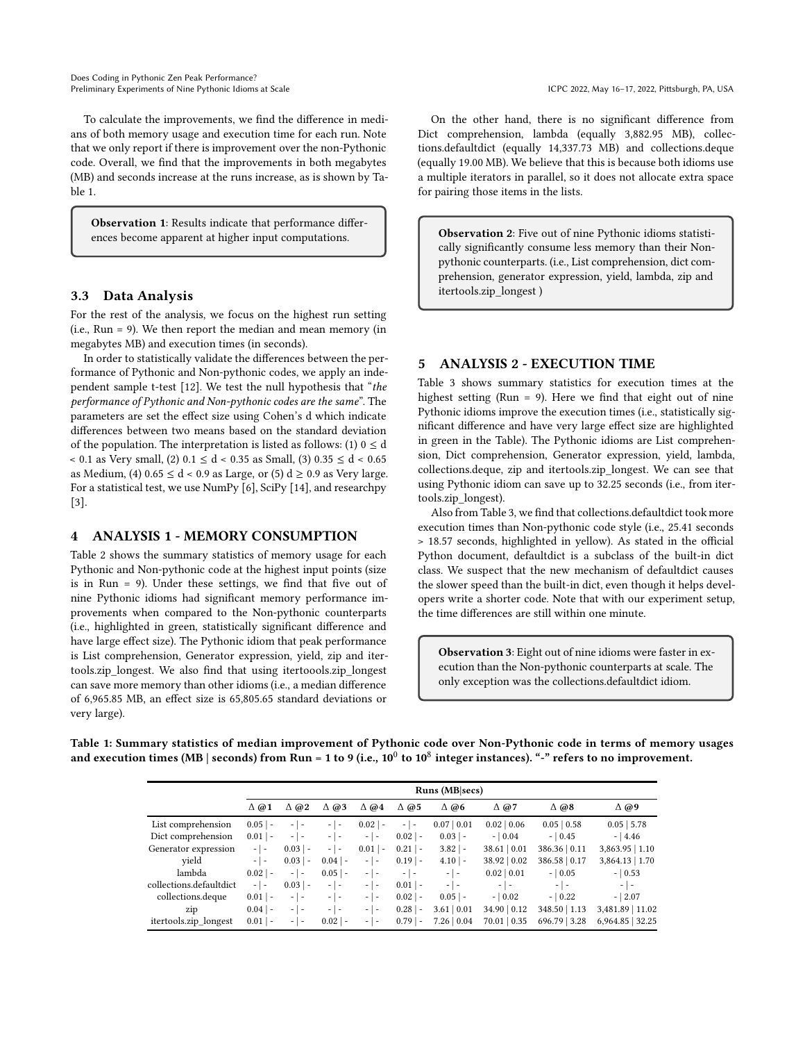To calculate the improvements, we find the difference in medians of both memory usage and execution time for each run. Note that we only report if there is improvement over the non-Pythonic code. Overall, we find that the improvements in both megabytes (MB) and seconds increase at the runs increase, as is shown by Table 1.

> **Observation 1**: Results indicate that performance differences become apparent at higher input computations.

### 3.3 Data Analysis

For the rest of the analysis, we focus on the highest run setting (i.e., Run = 9). We then report the median and mean memory (in megabytes MB) and execution times (in seconds).

In order to statistically validate the differences between the performance of Pythonic and Non-pythonic codes, we apply an independent sample t-test [12]. We test the null hypothesis that "*the performance of Pythonic and Non-pythonic codes are the same*". The parameters are set the effect size using Cohen's d which indicate differences between two means based on the standard deviation of the population. The interpretation is listed as follows: (1) $0 \leq d < 0.1$ as Very small, (2) $0.1 \leq d < 0.35$ as Small, (3) $0.35 \leq d < 0.65$ as Medium, (4) $0.65 \leq d < 0.9$ as Large, or (5) $d \geq 0.9$ as Very large. For a statistical test, we use NumPy [6], SciPy [14], and researchpy [3].

## 4 ANALYSIS 1 - MEMORY CONSUMPTION

Table 2 shows the summary statistics of memory usage for each Pythonic and Non-pythonic code at the highest input points (size is in Run = 9). Under these settings, we find that five out of nine Pythonic idioms had significant memory performance improvements when compared to the Non-pythonic counterparts (i.e., highlighted in green, statistically significant difference and have large effect size). The Pythonic idiom that peak performance is List comprehension, Generator expression, yield, zip and itertools.zip_longest. We also find that using itertoools.zip_longest can save more memory than other idioms (i.e., a median difference of 6,965.85 MB, an effect size is 65,805.65 standard deviations or very large).

On the other hand, there is no significant difference from Dict comprehension, lambda (equally 3,882.95 MB), collections.defaultdict (equally 14,337.73 MB) and collections.deque (equally 19.00 MB). We believe that this is because both idioms use a multiple iterators in parallel, so it does not allocate extra space for pairing those items in the lists.

> **Observation 2**: Five out of nine Pythonic idioms statistically significantly consume less memory than their Non-pythonic counterparts. (i.e., List comprehension, dict comprehension, generator expression, yield, lambda, zip and itertools.zip_longest )

## 5 ANALYSIS 2 - EXECUTION TIME

Table 3 shows summary statistics for execution times at the highest setting (Run = 9). Here we find that eight out of nine Pythonic idioms improve the execution times (i.e., statistically significant difference and have very large effect size are highlighted in green in the Table). The Pythonic idioms are List comprehension, Dict comprehension, Generator expression, yield, lambda, collections.deque, zip and itertools.zip_longest. We can see that using Pythonic idiom can save up to 32.25 seconds (i.e., from itertools.zip_longest).

Also from Table 3, we find that collections.defaultdict took more execution times than Non-pythonic code style (i.e., 25.41 seconds > 18.57 seconds, highlighted in yellow). As stated in the official Python document, defaultdict is a subclass of the built-in dict class. We suspect that the new mechanism of defaultdict causes the slower speed than the built-in dict, even though it helps developers write a shorter code. Note that with our experiment setup, the time differences are still within one minute.

> **Observation 3**: Eight out of nine idioms were faster in execution than the Non-pythonic counterparts at scale. The only exception was the collections.defaultdict idiom.

**Table 1: Summary statistics of median improvement of Pythonic code over Non-Pythonic code in terms of memory usages and execution times (MB | seconds) from Run = 1 to 9 (i.e., $10^0$ to $10^8$ integer instances). "-" refers to no improvement.**

| | Runs (MB\|secs) | | | | | | | | |
|---|---|---|---|---|---|---|---|---|---|
| | Δ @1 | Δ @2 | Δ @3 | Δ @4 | Δ @5 | Δ @6 | Δ @7 | Δ @8 | Δ @9 |
| List comprehension | 0.05 \| - | - \| - | - \| - | 0.02 \| - | - \| - | 0.07 \| 0.01 | 0.02 \| 0.06 | 0.05 \| 0.58 | 0.05 \| 5.78 |
| Dict comprehension | 0.01 \| - | - \| - | - \| - | - \| - | 0.02 \| - | 0.03 \| - | - \| 0.04 | - \| 0.45 | - \| 4.46 |
| Generator expression | - \| - | 0.03 \| - | - \| - | 0.01 \| - | 0.21 \| - | 3.82 \| - | 38.61 \| 0.01 | 386.36 \| 0.11 | 3,863.95 \| 1.10 |
| yield | - \| - | 0.03 \| - | 0.04 \| - | - \| - | 0.19 \| - | 4.10 \| - | 38.92 \| 0.02 | 386.58 \| 0.17 | 3,864.13 \| 1.70 |
| lambda | 0.02 \| - | - \| - | 0.05 \| - | - \| - | - \| - | - \| - | 0.02 \| 0.01 | - \| 0.05 | - \| 0.53 |
| collections.defaultdict | - \| - | 0.03 \| - | - \| - | - \| - | 0.01 \| - | - \| - | - \| - | - \| - | - \| - |
| collections.deque | 0.01 \| - | - \| - | - \| - | - \| - | 0.02 \| - | 0.05 \| - | - \| 0.02 | - \| 0.22 | - \| 2.07 |
| zip | 0.04 \| - | - \| - | - \| - | - \| - | 0.28 \| - | 3.61 \| 0.01 | 34.90 \| 0.12 | 348.50 \| 1.13 | 3,481.89 \| 11.02 |
| itertools.zip_longest | 0.01 \| - | - \| - | 0.02 \| - | - \| - | 0.79 \| - | 7.26 \| 0.04 | 70.01 \| 0.35 | 696.79 \| 3.28 | 6,964.85 \| 32.25 |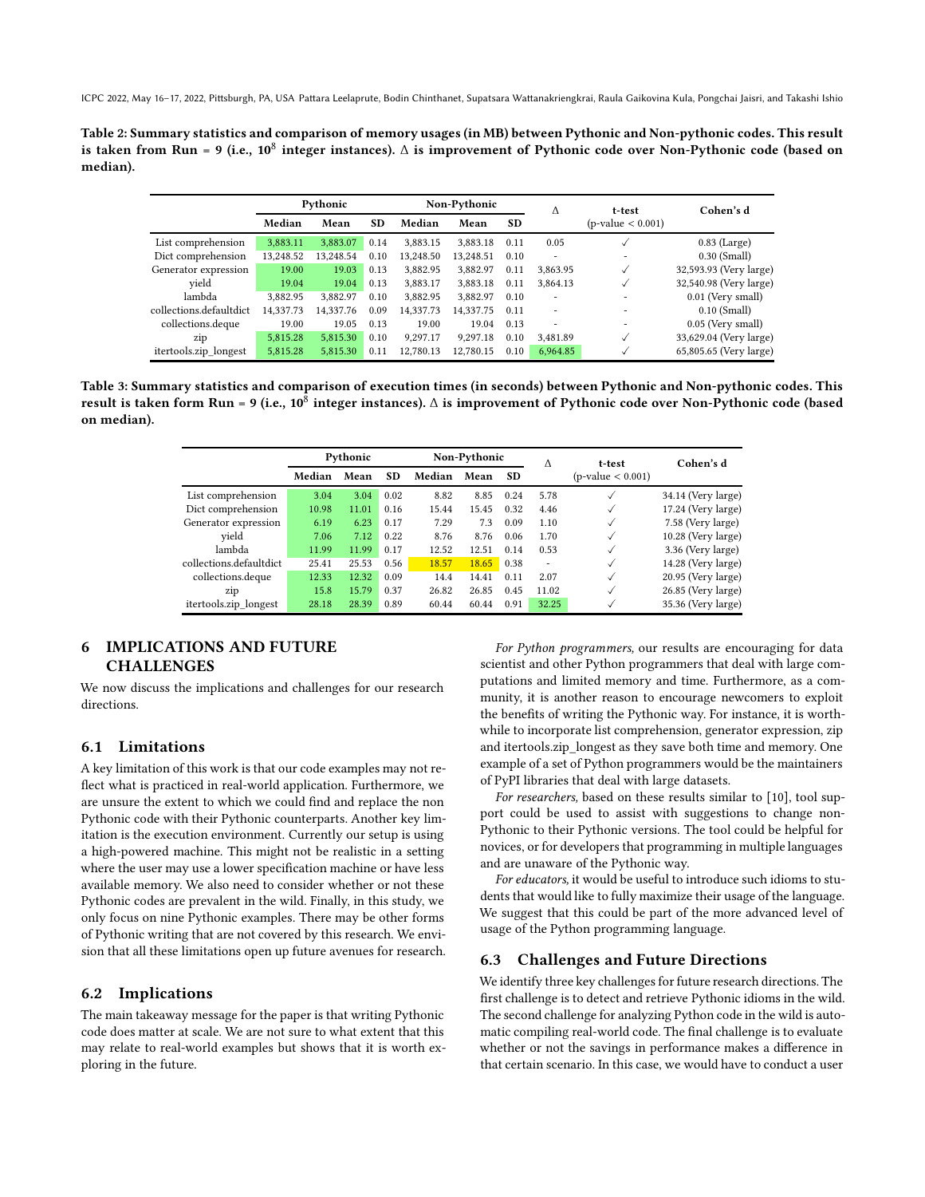Table 2: Summary statistics and comparison of memory usages (in MB) between Pythonic and Non-pythonic codes. This result is taken from Run = 9 (i.e., $10^8$ integer instances). $\Delta$ is improvement of Pythonic code over Non-Pythonic code (based on median).

| | Pythonic | | | Non-Pythonic | | | $\Delta$ | t-test | Cohen's d |
|---|---|---|---|---|---|---|---|---|---|
| | Median | Mean | SD | Median | Mean | SD | | (p-value < 0.001) | |
| List comprehension | 3,883.11 | 3,883.07 | 0.14 | 3,883.15 | 3,883.18 | 0.11 | 0.05 | ✓ | 0.83 (Large) |
| Dict comprehension | 13,248.52 | 13,248.54 | 0.10 | 13,248.50 | 13,248.51 | 0.10 | - | - | 0.30 (Small) |
| Generator expression | 19.00 | 19.03 | 0.13 | 3,882.95 | 3,882.97 | 0.11 | 3,863.95 | ✓ | 32,593.93 (Very large) |
| yield | 19.04 | 19.04 | 0.13 | 3,883.17 | 3,883.18 | 0.11 | 3,864.13 | ✓ | 32,540.98 (Very large) |
| lambda | 3,882.95 | 3,882.97 | 0.10 | 3,882.95 | 3,882.97 | 0.10 | - | - | 0.01 (Very small) |
| collections.defaultdict | 14,337.73 | 14,337.76 | 0.09 | 14,337.73 | 14,337.75 | 0.11 | - | - | 0.10 (Small) |
| collections.deque | 19.00 | 19.05 | 0.13 | 19.00 | 19.04 | 0.13 | - | - | 0.05 (Very small) |
| zip | 5,815.28 | 5,815.30 | 0.10 | 9,297.17 | 9,297.18 | 0.10 | 3,481.89 | ✓ | 33,629.04 (Very large) |
| itertools.zip_longest | 5,815.28 | 5,815.30 | 0.11 | 12,780.13 | 12,780.15 | 0.10 | 6,964.85 | ✓ | 65,805.65 (Very large) |

Table 3: Summary statistics and comparison of execution times (in seconds) between Pythonic and Non-pythonic codes. This result is taken form Run = 9 (i.e., $10^8$ integer instances). $\Delta$ is improvement of Pythonic code over Non-Pythonic code (based on median).

| | Pythonic | | | Non-Pythonic | | | $\Delta$ | t-test | Cohen's d |
|---|---|---|---|---|---|---|---|---|---|
| | Median | Mean | SD | Median | Mean | SD | | (p-value < 0.001) | |
| List comprehension | 3.04 | 3.04 | 0.02 | 8.82 | 8.85 | 0.24 | 5.78 | ✓ | 34.14 (Very large) |
| Dict comprehension | 10.98 | 11.01 | 0.16 | 15.44 | 15.45 | 0.32 | 4.46 | ✓ | 17.24 (Very large) |
| Generator expression | 6.19 | 6.23 | 0.17 | 7.29 | 7.3 | 0.09 | 1.10 | ✓ | 7.58 (Very large) |
| yield | 7.06 | 7.12 | 0.22 | 8.76 | 8.76 | 0.06 | 1.70 | ✓ | 10.28 (Very large) |
| lambda | 11.99 | 11.99 | 0.17 | 12.52 | 12.51 | 0.14 | 0.53 | ✓ | 3.36 (Very large) |
| collections.defaultdict | 25.41 | 25.53 | 0.56 | 18.57 | 18.65 | 0.38 | - | ✓ | 14.28 (Very large) |
| collections.deque | 12.33 | 12.32 | 0.09 | 14.4 | 14.41 | 0.11 | 2.07 | ✓ | 20.95 (Very large) |
| zip | 15.8 | 15.79 | 0.37 | 26.82 | 26.85 | 0.45 | 11.02 | ✓ | 26.85 (Very large) |
| itertools.zip_longest | 28.18 | 28.39 | 0.89 | 60.44 | 60.44 | 0.91 | 32.25 | ✓ | 35.36 (Very large) |

## 6 IMPLICATIONS AND FUTURE CHALLENGES

We now discuss the implications and challenges for our research directions.

### 6.1 Limitations

A key limitation of this work is that our code examples may not reflect what is practiced in real-world application. Furthermore, we are unsure the extent to which we could find and replace the non Pythonic code with their Pythonic counterparts. Another key limitation is the execution environment. Currently our setup is using a high-powered machine. This might not be realistic in a setting where the user may use a lower specification machine or have less available memory. We also need to consider whether or not these Pythonic codes are prevalent in the wild. Finally, in this study, we only focus on nine Pythonic examples. There may be other forms of Pythonic writing that are not covered by this research. We envision that all these limitations open up future avenues for research.

### 6.2 Implications

The main takeaway message for the paper is that writing Pythonic code does matter at scale. We are not sure to what extent that this may relate to real-world examples but shows that it is worth exploring in the future.

*For Python programmers,* our results are encouraging for data scientist and other Python programmers that deal with large computations and limited memory and time. Furthermore, as a community, it is another reason to encourage newcomers to exploit the benefits of writing the Pythonic way. For instance, it is worthwhile to incorporate list comprehension, generator expression, zip and itertools.zip_longest as they save both time and memory. One example of a set of Python programmers would be the maintainers of PyPI libraries that deal with large datasets.

*For researchers,* based on these results similar to [10], tool support could be used to assist with suggestions to change non-Pythonic to their Pythonic versions. The tool could be helpful for novices, or for developers that programming in multiple languages and are unaware of the Pythonic way.

*For educators,* it would be useful to introduce such idioms to students that would like to fully maximize their usage of the language. We suggest that this could be part of the more advanced level of usage of the Python programming language.

### 6.3 Challenges and Future Directions

We identify three key challenges for future research directions. The first challenge is to detect and retrieve Pythonic idioms in the wild. The second challenge for analyzing Python code in the wild is automatic compiling real-world code. The final challenge is to evaluate whether or not the savings in performance makes a difference in that certain scenario. In this case, we would have to conduct a user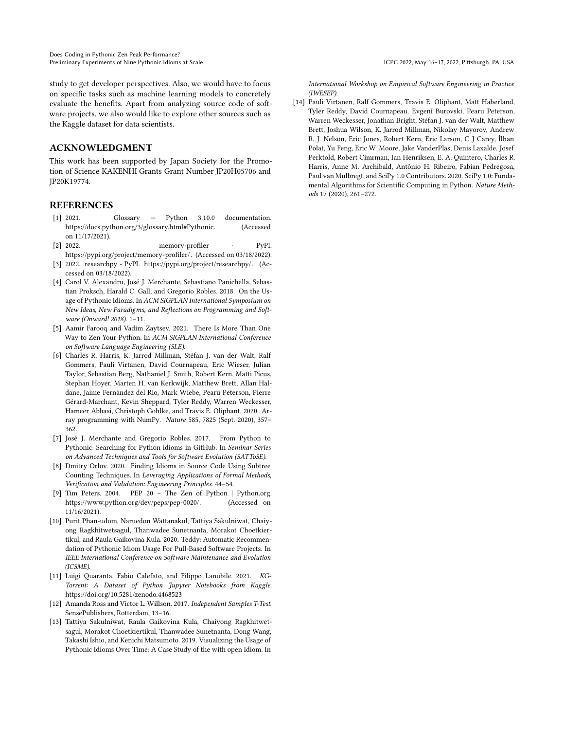study to get developer perspectives. Also, we would have to focus on specific tasks such as machine learning models to concretely evaluate the benefits. Apart from analyzing source code of software projects, we also would like to explore other sources such as the Kaggle dataset for data scientists.

## ACKNOWLEDGMENT

This work has been supported by Japan Society for the Promotion of Science KAKENHI Grants Grant Number JP20H05706 and JP20K19774.

## REFERENCES

- [1] 2021. Glossary — Python 3.10.0 documentation. https://docs.python.org/3/glossary.html#Pythonic. (Accessed on 11/17/2021).
- [2] 2022. memory-profiler · PyPI. https://pypi.org/project/memory-profiler/. (Accessed on 03/18/2022).
- [3] 2022. researchpy - PyPI. https://pypi.org/project/researchpy/. (Accessed on 03/18/2022).
- [4] Carol V. Alexandru, José J. Merchante, Sebastiano Panichella, Sebastian Proksch, Harald C. Gall, and Gregorio Robles. 2018. On the Usage of Pythonic Idioms. In *ACM SIGPLAN International Symposium on New Ideas, New Paradigms, and Reflections on Programming and Software (Onward! 2018)*. 1–11.
- [5] Aamir Farooq and Vadim Zaytsev. 2021. There Is More Than One Way to Zen Your Python. In *ACM SIGPLAN International Conference on Software Language Engineering (SLE)*.
- [6] Charles R. Harris, K. Jarrod Millman, Stéfan J. van der Walt, Ralf Gommers, Pauli Virtanen, David Cournapeau, Eric Wieser, Julian Taylor, Sebastian Berg, Nathaniel J. Smith, Robert Kern, Matti Picus, Stephan Hoyer, Marten H. van Kerkwijk, Matthew Brett, Allan Haldane, Jaime Fernández del Río, Mark Wiebe, Pearu Peterson, Pierre Gérard-Marchant, Kevin Sheppard, Tyler Reddy, Warren Weckesser, Hameer Abbasi, Christoph Gohlke, and Travis E. Oliphant. 2020. Array programming with NumPy. *Nature* 585, 7825 (Sept. 2020), 357–362.
- [7] José J. Merchante and Gregorio Robles. 2017. From Python to Pythonic: Searching for Python idioms in GitHub. In *Seminar Series on Advanced Techniques and Tools for Software Evolution (SATToSE)*.
- [8] Dmitry Orlov. 2020. Finding Idioms in Source Code Using Subtree Counting Techniques. In *Leveraging Applications of Formal Methods, Verification and Validation: Engineering Principles*. 44–54.
- [9] Tim Peters. 2004. PEP 20 – The Zen of Python | Python.org. https://www.python.org/dev/peps/pep-0020/. (Accessed on 11/16/2021).
- [10] Purit Phan-udom, Naruedon Wattanakul, Tattiya Sakulniwat, Chaiyong Ragkhitwetsagul, Thanwadee Sunetnanta, Morakot Choetkiertikul, and Raula Gaikovina Kula. 2020. Teddy: Automatic Recommendation of Pythonic Idiom Usage For Pull-Based Software Projects. In *IEEE International Conference on Software Maintenance and Evolution (ICSME)*.
- [11] Luigi Quaranta, Fabio Calefato, and Filippo Lanubile. 2021. *KGTorrent: A Dataset of Python Jupyter Notebooks from Kaggle*. https://doi.org/10.5281/zenodo.4468523
- [12] Amanda Ross and Victor L. Willson. 2017. *Independent Samples T-Test*. SensePublishers, Rotterdam, 13–16.
- [13] Tattiya Sakulniwat, Raula Gaikovina Kula, Chaiyong Ragkhitwetsagul, Morakot Choetkiertikul, Thanwadee Sunetnanta, Dong Wang, Takashi Ishio, and Kenichi Matsumoto. 2019. Visualizing the Usage of Pythonic Idioms Over Time: A Case Study of the with open Idiom. In *International Workshop on Empirical Software Engineering in Practice (IWESEP)*.
- [14] Pauli Virtanen, Ralf Gommers, Travis E. Oliphant, Matt Haberland, Tyler Reddy, David Cournapeau, Evgeni Burovski, Pearu Peterson, Warren Weckesser, Jonathan Bright, Stéfan J. van der Walt, Matthew Brett, Joshua Wilson, K. Jarrod Millman, Nikolay Mayorov, Andrew R. J. Nelson, Eric Jones, Robert Kern, Eric Larson, C J Carey, İlhan Polat, Yu Feng, Eric W. Moore, Jake VanderPlas, Denis Laxalde, Josef Perktold, Robert Cimrman, Ian Henriksen, E. A. Quintero, Charles R. Harris, Anne M. Archibald, Antônio H. Ribeiro, Fabian Pedregosa, Paul van Mulbregt, and SciPy 1.0 Contributors. 2020. SciPy 1.0: Fundamental Algorithms for Scientific Computing in Python. *Nature Methods* 17 (2020), 261–272.